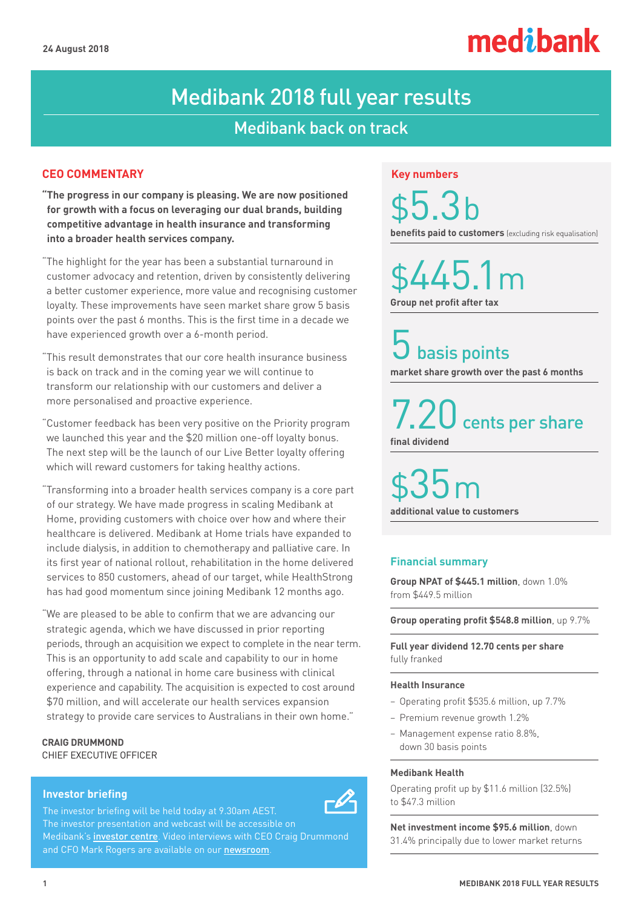24 August 2018

medibank

# Medibank 2018 full year results

## Medibank back on track

### CEO COMMENTARY

**"The progress in our company is pleasing. We are now positioned for growth with a focus on leveraging our dual brands, building competitive advantage in health insurance and transforming into a broader health services company.**

"The highlight for the year has been a substantial turnaround in customer advocacy and retention, driven by consistently delivering a better customer experience, more value and recognising customer loyalty. These improvements have seen market share grow 5 basis points over the past 6 months. This is the first time in a decade we have experienced growth over a 6-month period.

"This result demonstrates that our core health insurance business is back on track and in the coming year we will continue to transform our relationship with our customers and deliver a more personalised and proactive experience.

"Customer feedback has been very positive on the Priority program we launched this year and the $20 million one-off loyalty bonus. The next step will be the launch of our Live Better loyalty offering which will reward customers for taking healthy actions.

"Transforming into a broader health services company is a core part of our strategy. We have made progress in scaling Medibank at Home, providing customers with choice over how and where their healthcare is delivered. Medibank at Home trials have expanded to include dialysis, in addition to chemotherapy and palliative care. In its first year of national rollout, rehabilitation in the home delivered services to 850 customers, ahead of our target, while HealthStrong has had good momentum since joining Medibank 12 months ago.

"We are pleased to be able to confirm that we are advancing our strategic agenda, which we have discussed in prior reporting periods, through an acquisition we expect to complete in the near term. This is an opportunity to add scale and capability to our in home offering, through a national in home care business with clinical experience and capability. The acquisition is expected to cost around $70 million, and will accelerate our health services expansion strategy to provide care services to Australians in their own home."

**CRAIG DRUMMOND**
CHIEF EXECUTIVE OFFICER

### Investor briefing

The investor briefing will be held today at 9.30am AEST. The investor presentation and webcast will be accessible on Medibank's investor centre. Video interviews with CEO Craig Drummond and CFO Mark Rogers are available on our newsroom.

### Key numbers

**$5.3b**
**benefits paid to customers** (excluding risk equalisation)

**$445.1m**
**Group net profit after tax**

**5 basis points**
**market share growth over the past 6 months**

**7.20 cents per share**
**final dividend**

**$35m**
**additional value to customers**

### Financial summary

**Group NPAT of $445.1 million**, down 1.0% from $449.5 million

**Group operating profit $548.8 million**, up 9.7%

**Full year dividend 12.70 cents per share** fully franked

**Health Insurance**

- Operating profit $535.6 million, up 7.7%
- Premium revenue growth 1.2%
- Management expense ratio 8.8%, down 30 basis points

**Medibank Health**

Operating profit up by $11.6 million (32.5%) to $47.3 million

**Net investment income $95.6 million**, down 31.4% principally due to lower market returns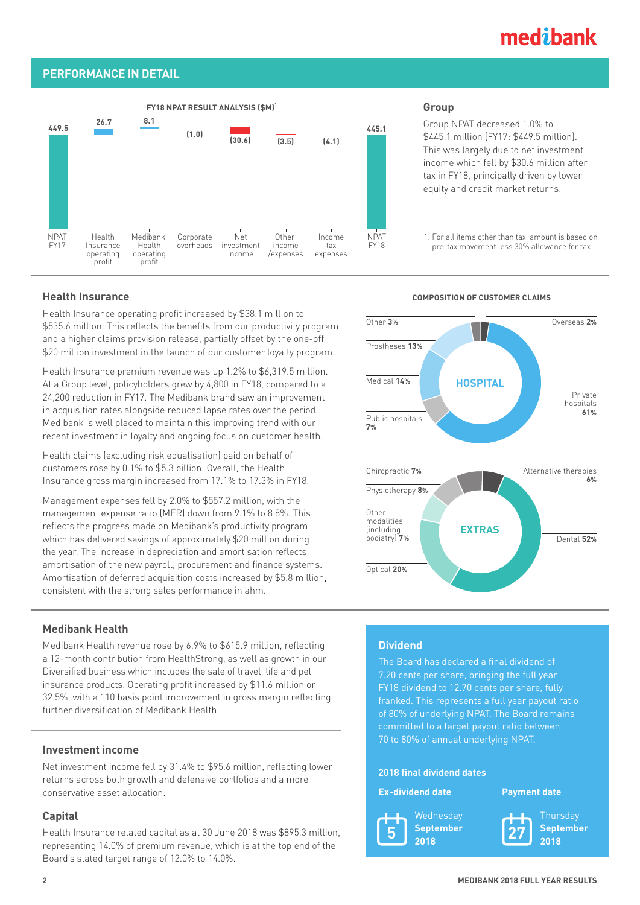## PERFORMANCE IN DETAIL

**FY18 NPAT RESULT ANALYSIS ($M)[1]**

| NPAT FY17 | Health Insurance operating profit | Medibank Health operating profit | Corporate overheads | Net investment income | Other income /expenses | Income tax expenses | NPAT FY18 |
|---|---|---|---|---|---|---|---|
| 449.5 | 26.7 | 8.1 | (1.0) | (30.6) | (3.5) | (4.1) | 445.1 |

### Group

Group NPAT decreased 1.0% to $445.1 million (FY17: $449.5 million). This was largely due to net investment income which fell by $30.6 million after tax in FY18, principally driven by lower equity and credit market returns.

1. For all items other than tax, amount is based on pre-tax movement less 30% allowance for tax

### Health Insurance

Health Insurance operating profit increased by $38.1 million to $535.6 million. This reflects the benefits from our productivity program and a higher claims provision release, partially offset by the one-off $20 million investment in the launch of our customer loyalty program.

Health Insurance premium revenue was up 1.2% to $6,319.5 million. At a Group level, policyholders grew by 4,800 in FY18, compared to a 24,200 reduction in FY17. The Medibank brand saw an improvement in acquisition rates alongside reduced lapse rates over the period. Medibank is well placed to maintain this improving trend with our recent investment in loyalty and ongoing focus on customer health.

Health claims (excluding risk equalisation) paid on behalf of customers rose by 0.1% to $5.3 billion. Overall, the Health Insurance gross margin increased from 17.1% to 17.3% in FY18.

Management expenses fell by 2.0% to $557.2 million, with the management expense ratio (MER) down from 9.1% to 8.8%. This reflects the progress made on Medibank's productivity program which has delivered savings of approximately $20 million during the year. The increase in depreciation and amortisation reflects amortisation of the new payroll, procurement and finance systems. Amortisation of deferred acquisition costs increased by $5.8 million, consistent with the strong sales performance in ahm.

**COMPOSITION OF CUSTOMER CLAIMS**

**HOSPITAL**

- Private hospitals **61%**
- Public hospitals **7%**
- Medical **14%**
- Prostheses **13%**
- Other **3%**
- Overseas **2%**

**EXTRAS**

- Dental **52%**
- Optical **20%**
- Other modalities (including podiatry) **7%**
- Physiotherapy **8%**
- Chiropractic **7%**
- Alternative therapies **6%**

### Medibank Health

Medibank Health revenue rose by 6.9% to $615.9 million, reflecting a 12-month contribution from HealthStrong, as well as growth in our Diversified business which includes the sale of travel, life and pet insurance products. Operating profit increased by $11.6 million or 32.5%, with a 110 basis point improvement in gross margin reflecting further diversification of Medibank Health.

### Investment income

Net investment income fell by 31.4% to $95.6 million, reflecting lower returns across both growth and defensive portfolios and a more conservative asset allocation.

### Capital

Health Insurance related capital as at 30 June 2018 was $895.3 million, representing 14.0% of premium revenue, which is at the top end of the Board's stated target range of 12.0% to 14.0%.

### Dividend

The Board has declared a final dividend of 7.20 cents per share, bringing the full year FY18 dividend to 12.70 cents per share, fully franked. This represents a full year payout ratio of 80% of underlying NPAT. The Board remains committed to a target payout ratio between 70 to 80% of annual underlying NPAT.

**2018 final dividend dates**

| Ex-dividend date | Payment date |
|---|---|
| Wednesday 5 September 2018 | Thursday 27 September 2018 |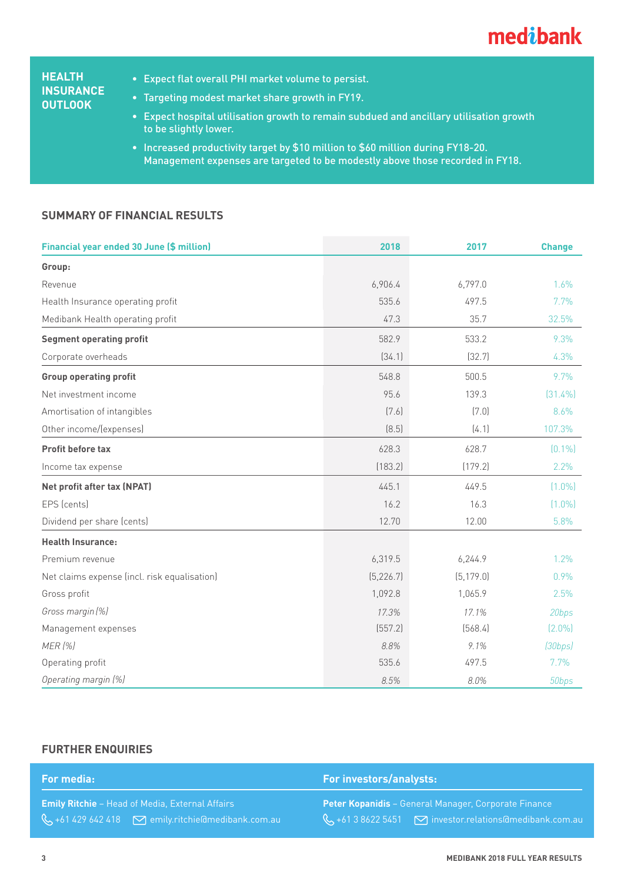## HEALTH INSURANCE OUTLOOK

- Expect flat overall PHI market volume to persist.
- Targeting modest market share growth in FY19.
- Expect hospital utilisation growth to remain subdued and ancillary utilisation growth to be slightly lower.
- Increased productivity target by $10 million to $60 million during FY18-20. Management expenses are targeted to be modestly above those recorded in FY18.

## SUMMARY OF FINANCIAL RESULTS

| Financial year ended 30 June ($ million) | 2018 | 2017 | Change |
|---|---|---|---|
| **Group:** | | | |
| Revenue | 6,906.4 | 6,797.0 | 1.6% |
| Health Insurance operating profit | 535.6 | 497.5 | 7.7% |
| Medibank Health operating profit | 47.3 | 35.7 | 32.5% |
| **Segment operating profit** | 582.9 | 533.2 | 9.3% |
| Corporate overheads | (34.1) | (32.7) | 4.3% |
| **Group operating profit** | 548.8 | 500.5 | 9.7% |
| Net investment income | 95.6 | 139.3 | (31.4%) |
| Amortisation of intangibles | (7.6) | (7.0) | 8.6% |
| Other income/(expenses) | (8.5) | (4.1) | 107.3% |
| **Profit before tax** | 628.3 | 628.7 | (0.1%) |
| Income tax expense | (183.2) | (179.2) | 2.2% |
| **Net profit after tax (NPAT)** | 445.1 | 449.5 | (1.0%) |
| EPS (cents) | 16.2 | 16.3 | (1.0%) |
| Dividend per share (cents) | 12.70 | 12.00 | 5.8% |
| **Health Insurance:** | | | |
| Premium revenue | 6,319.5 | 6,244.9 | 1.2% |
| Net claims expense (incl. risk equalisation) | (5,226.7) | (5,179.0) | 0.9% |
| Gross profit | 1,092.8 | 1,065.9 | 2.5% |
| *Gross margin (%)* | *17.3%* | *17.1%* | *20bps* |
| Management expenses | (557.2) | (568.4) | (2.0%) |
| *MER (%)* | *8.8%* | *9.1%* | *(30bps)* |
| Operating profit | 535.6 | 497.5 | 7.7% |
| *Operating margin (%)* | *8.5%* | *8.0%* | *50bps* |

## FURTHER ENQUIRIES

**For media:**

**Emily Ritchie** – Head of Media, External Affairs
+61 429 642 418 emily.ritchie@medibank.com.au

**For investors/analysts:**

**Peter Kopanidis** – General Manager, Corporate Finance
+61 3 8622 5451 investor.relations@medibank.com.au